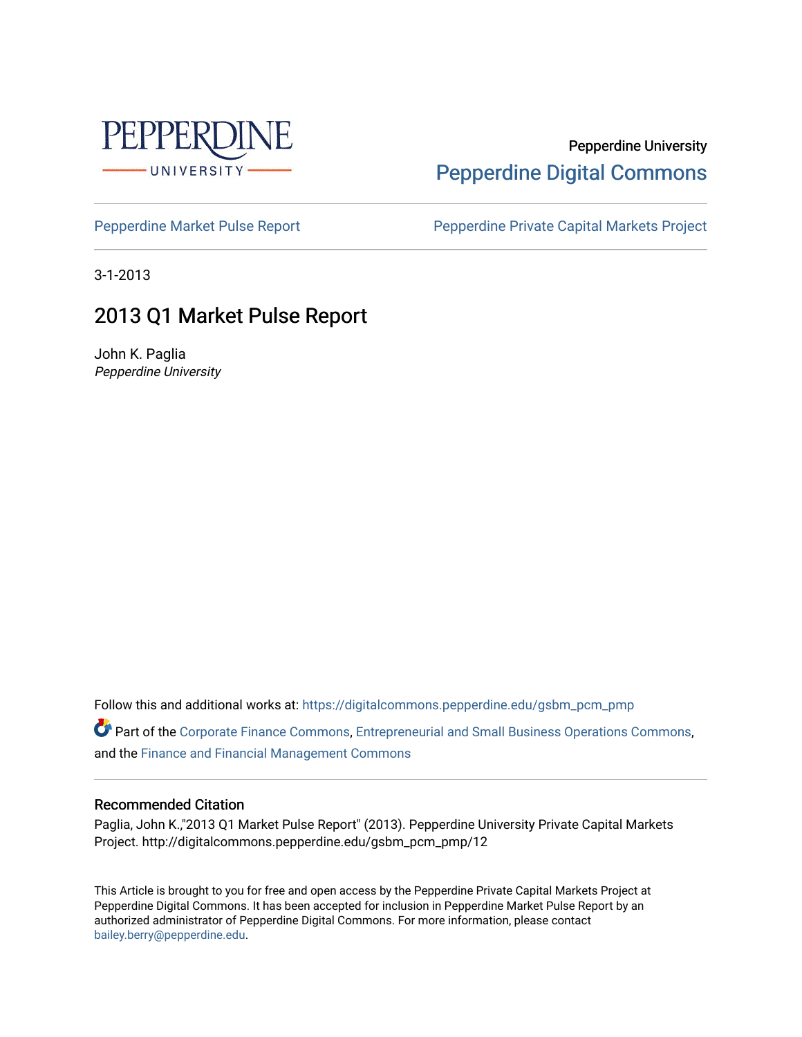Pepperdine University

Pepperdine Digital Commons

Pepperdine Market Pulse Report | Pepperdine Private Capital Markets Project

3-1-2013

# 2013 Q1 Market Pulse Report

John K. Paglia

*Pepperdine University*

Follow this and additional works at: https://digitalcommons.pepperdine.edu/gsbm_pcm_pmp

Part of the Corporate Finance Commons, Entrepreneurial and Small Business Operations Commons, and the Finance and Financial Management Commons

### Recommended Citation

Paglia, John K.,"2013 Q1 Market Pulse Report" (2013). Pepperdine University Private Capital Markets Project. http://digitalcommons.pepperdine.edu/gsbm_pcm_pmp/12

This Article is brought to you for free and open access by the Pepperdine Private Capital Markets Project at Pepperdine Digital Commons. It has been accepted for inclusion in Pepperdine Market Pulse Report by an authorized administrator of Pepperdine Digital Commons. For more information, please contact bailey.berry@pepperdine.edu.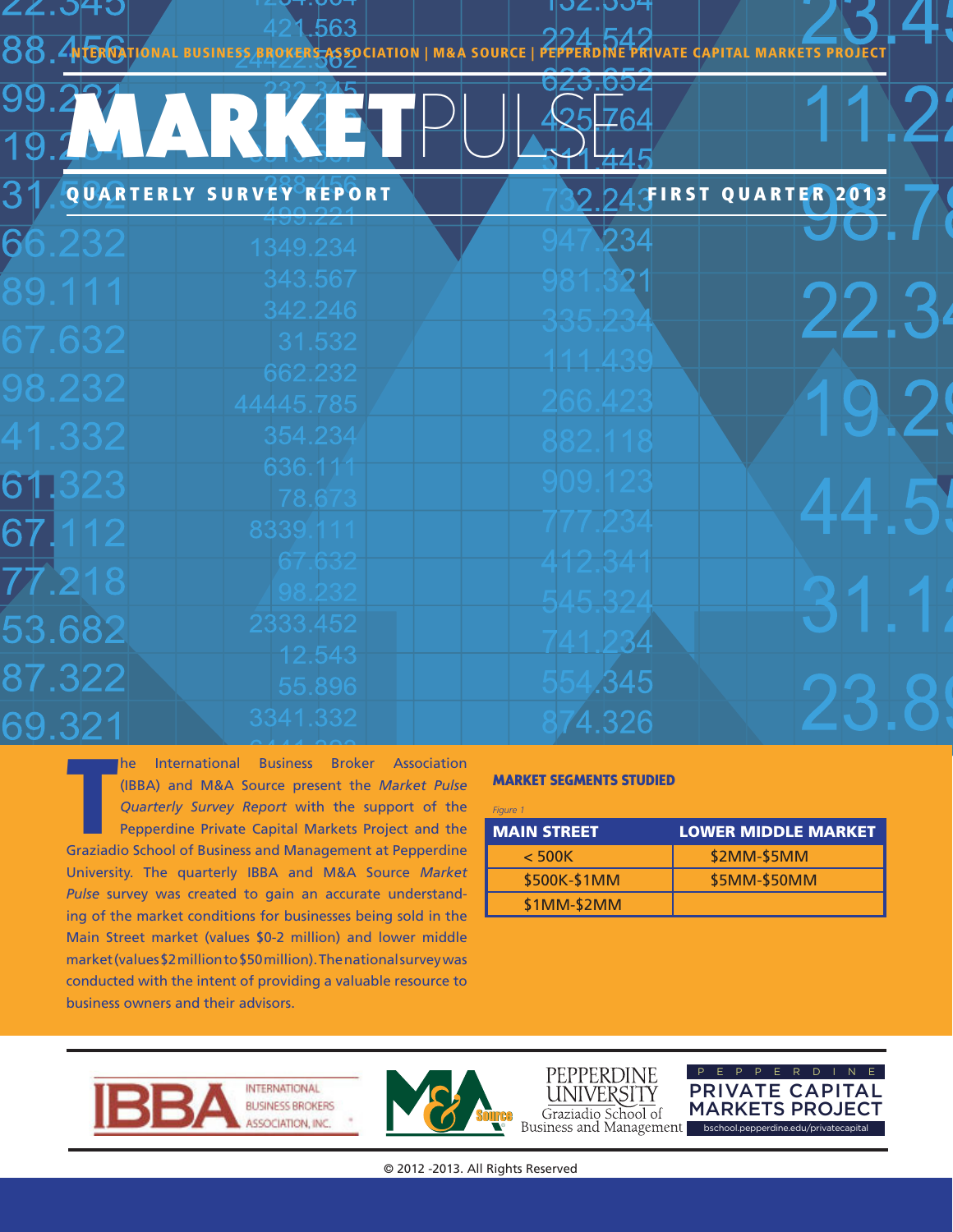INTERNATIONAL BUSINESS BROKERS ASSOCIATION | M&A SOURCE | PEPPERDINE PRIVATE CAPITAL MARKETS PROJECT

# MARKETPULSE

**QUARTERLY SURVEY REPORT** **FIRST QUARTER 2013**

The International Business Broker Association (IBBA) and M&A Source present the *Market Pulse Quarterly Survey Report* with the support of the Pepperdine Private Capital Markets Project and the Graziadio School of Business and Management at Pepperdine University. The quarterly IBBA and M&A Source *Market Pulse* survey was created to gain an accurate understanding of the market conditions for businesses being sold in the Main Street market (values $0-2 million) and lower middle market (values $2 million to $50 million). The national survey was conducted with the intent of providing a valuable resource to business owners and their advisors.

## MARKET SEGMENTS STUDIED

*Figure 1*

| MAIN STREET | LOWER MIDDLE MARKET |
|---|---|
| < 500K | $2MM-$5MM |
| $500K-$1MM | $5MM-$50MM |
| $1MM-$2MM | |

IBBA INTERNATIONAL BUSINESS BROKERS ASSOCIATION, INC. | M&A Source | PEPPERDINE UNIVERSITY Graziadio School of Business and Management | PEPPERDINE PRIVATE CAPITAL MARKETS PROJECT bschool.pepperdine.edu/privatecapital

© 2012 -2013. All Rights Reserved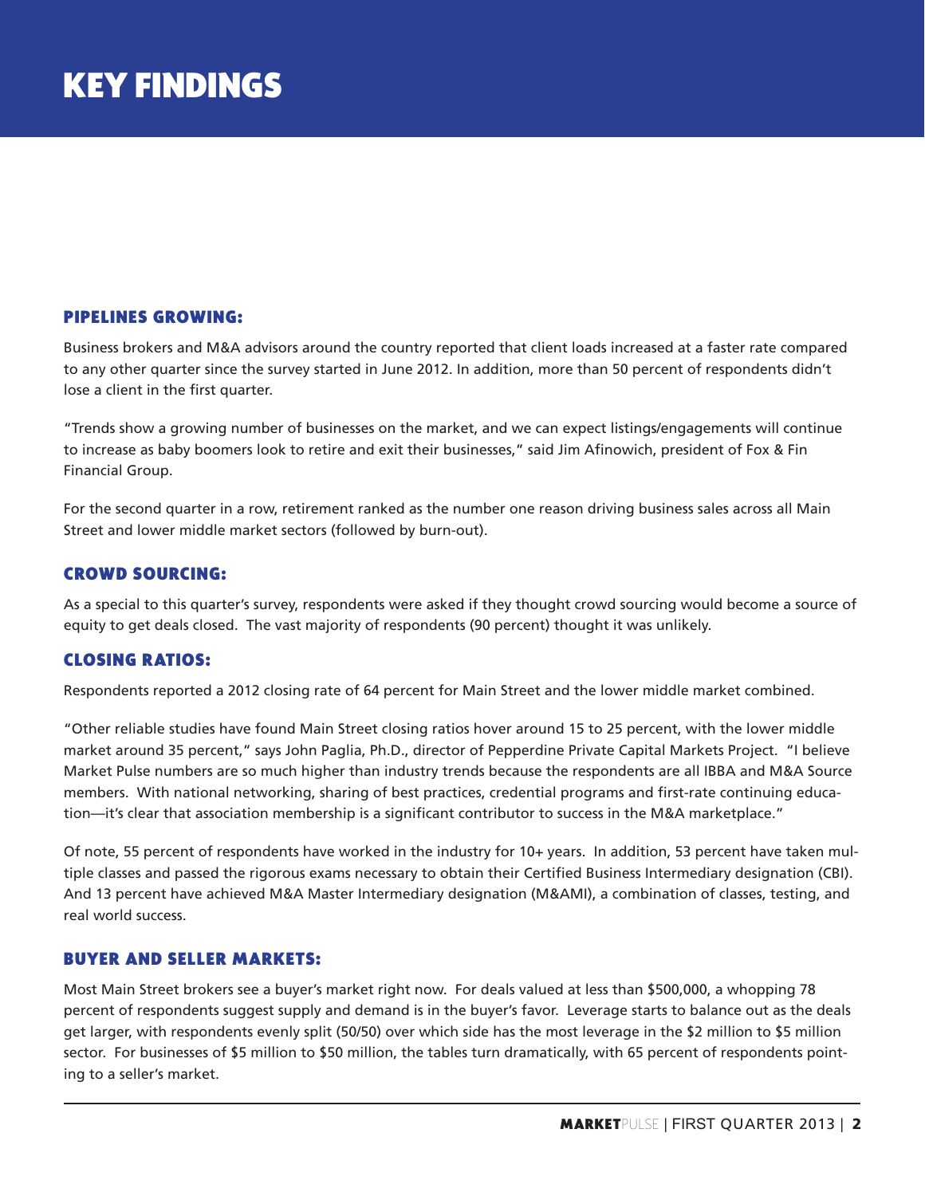# KEY FINDINGS

## PIPELINES GROWING:

Business brokers and M&A advisors around the country reported that client loads increased at a faster rate compared to any other quarter since the survey started in June 2012. In addition, more than 50 percent of respondents didn't lose a client in the first quarter.

"Trends show a growing number of businesses on the market, and we can expect listings/engagements will continue to increase as baby boomers look to retire and exit their businesses," said Jim Afinowich, president of Fox & Fin Financial Group.

For the second quarter in a row, retirement ranked as the number one reason driving business sales across all Main Street and lower middle market sectors (followed by burn-out).

## CROWD SOURCING:

As a special to this quarter's survey, respondents were asked if they thought crowd sourcing would become a source of equity to get deals closed. The vast majority of respondents (90 percent) thought it was unlikely.

## CLOSING RATIOS:

Respondents reported a 2012 closing rate of 64 percent for Main Street and the lower middle market combined.

"Other reliable studies have found Main Street closing ratios hover around 15 to 25 percent, with the lower middle market around 35 percent," says John Paglia, Ph.D., director of Pepperdine Private Capital Markets Project. "I believe Market Pulse numbers are so much higher than industry trends because the respondents are all IBBA and M&A Source members. With national networking, sharing of best practices, credential programs and first-rate continuing education—it's clear that association membership is a significant contributor to success in the M&A marketplace."

Of note, 55 percent of respondents have worked in the industry for 10+ years. In addition, 53 percent have taken multiple classes and passed the rigorous exams necessary to obtain their Certified Business Intermediary designation (CBI). And 13 percent have achieved M&A Master Intermediary designation (M&AMI), a combination of classes, testing, and real world success.

## BUYER AND SELLER MARKETS:

Most Main Street brokers see a buyer's market right now. For deals valued at less than $500,000, a whopping 78 percent of respondents suggest supply and demand is in the buyer's favor. Leverage starts to balance out as the deals get larger, with respondents evenly split (50/50) over which side has the most leverage in the $2 million to $5 million sector. For businesses of $5 million to $50 million, the tables turn dramatically, with 65 percent of respondents pointing to a seller's market.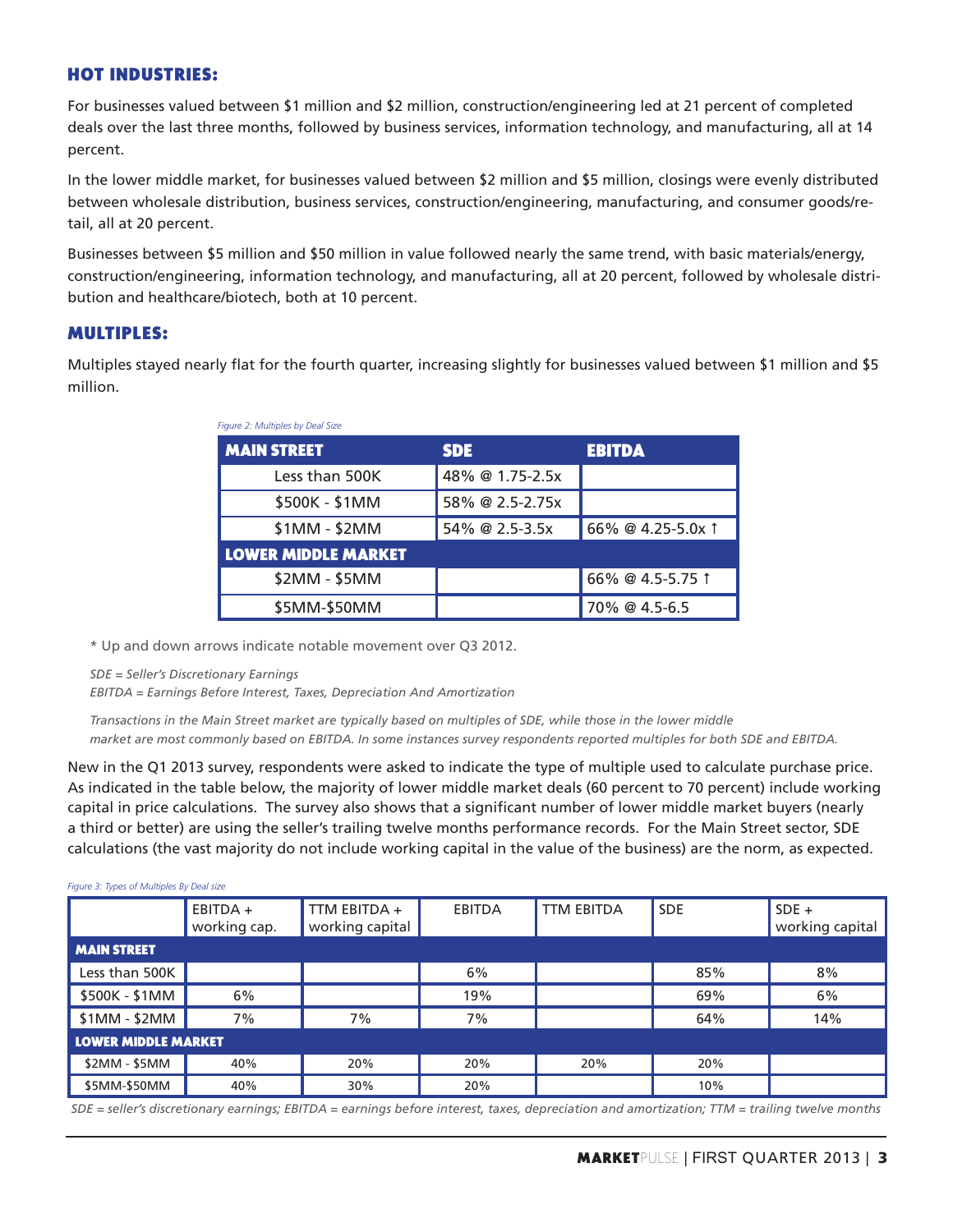## HOT INDUSTRIES:

For businesses valued between $1 million and $2 million, construction/engineering led at 21 percent of completed deals over the last three months, followed by business services, information technology, and manufacturing, all at 14 percent.

In the lower middle market, for businesses valued between $2 million and $5 million, closings were evenly distributed between wholesale distribution, business services, construction/engineering, manufacturing, and consumer goods/retail, all at 20 percent.

Businesses between $5 million and $50 million in value followed nearly the same trend, with basic materials/energy, construction/engineering, information technology, and manufacturing, all at 20 percent, followed by wholesale distribution and healthcare/biotech, both at 10 percent.

## MULTIPLES:

Multiples stayed nearly flat for the fourth quarter, increasing slightly for businesses valued between $1 million and $5 million.

*Figure 2: Multiples by Deal Size*

| MAIN STREET | SDE | EBITDA |
|---|---|---|
| Less than 500K | 48% @ 1.75-2.5x | |
| $500K - $1MM | 58% @ 2.5-2.75x | |
| $1MM - $2MM | 54% @ 2.5-3.5x | 66% @ 4.25-5.0x ↑ |
| **LOWER MIDDLE MARKET** | | |
| $2MM - $5MM | | 66% @ 4.5-5.75 ↑ |
| $5MM-$50MM | | 70% @ 4.5-6.5 |

\* Up and down arrows indicate notable movement over Q3 2012.

*SDE = Seller's Discretionary Earnings*
*EBITDA = Earnings Before Interest, Taxes, Depreciation And Amortization*

*Transactions in the Main Street market are typically based on multiples of SDE, while those in the lower middle market are most commonly based on EBITDA. In some instances survey respondents reported multiples for both SDE and EBITDA.*

New in the Q1 2013 survey, respondents were asked to indicate the type of multiple used to calculate purchase price. As indicated in the table below, the majority of lower middle market deals (60 percent to 70 percent) include working capital in price calculations. The survey also shows that a significant number of lower middle market buyers (nearly a third or better) are using the seller's trailing twelve months performance records. For the Main Street sector, SDE calculations (the vast majority do not include working capital in the value of the business) are the norm, as expected.

*Figure 3: Types of Multiples By Deal size*

| | EBITDA + working cap. | TTM EBITDA + working capital | EBITDA | TTM EBITDA | SDE | SDE + working capital |
|---|---|---|---|---|---|---|
| **MAIN STREET** | | | | | | |
| Less than 500K | | | 6% | | 85% | 8% |
| $500K - $1MM | 6% | | 19% | | 69% | 6% |
| $1MM - $2MM | 7% | 7% | 7% | | 64% | 14% |
| **LOWER MIDDLE MARKET** | | | | | | |
| $2MM - $5MM | 40% | 20% | 20% | 20% | 20% | |
| $5MM-$50MM | 40% | 30% | 20% | | 10% | |

*SDE = seller's discretionary earnings; EBITDA = earnings before interest, taxes, depreciation and amortization; TTM = trailing twelve months*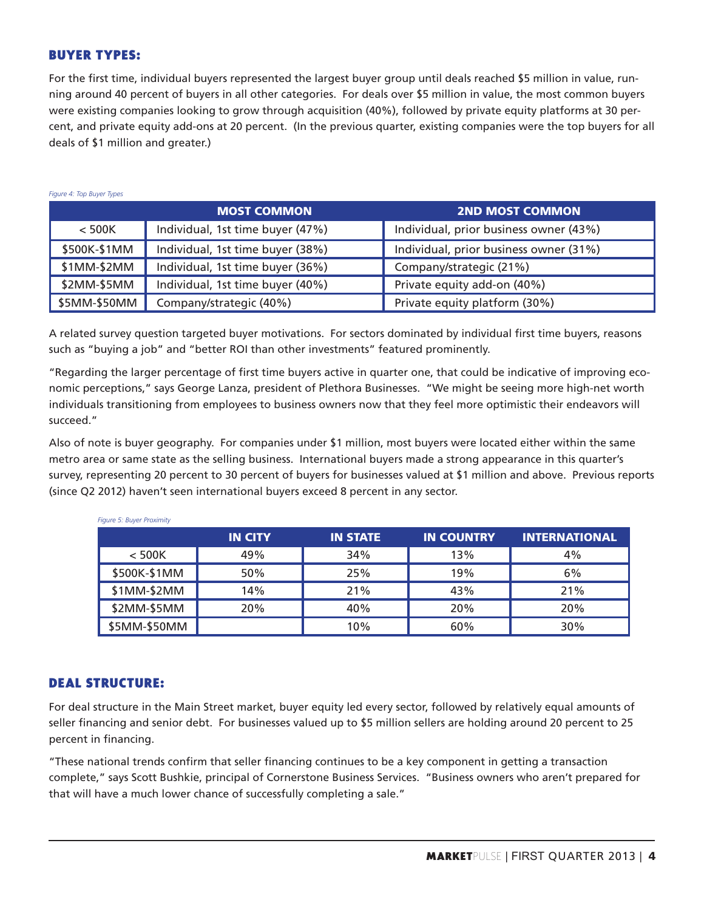## BUYER TYPES:

For the first time, individual buyers represented the largest buyer group until deals reached $5 million in value, running around 40 percent of buyers in all other categories. For deals over $5 million in value, the most common buyers were existing companies looking to grow through acquisition (40%), followed by private equity platforms at 30 percent, and private equity add-ons at 20 percent. (In the previous quarter, existing companies were the top buyers for all deals of $1 million and greater.)

*Figure 4: Top Buyer Types*

| | MOST COMMON | 2ND MOST COMMON |
|---|---|---|
| < 500K | Individual, 1st time buyer (47%) | Individual, prior business owner (43%) |
| $500K-$1MM | Individual, 1st time buyer (38%) | Individual, prior business owner (31%) |
| $1MM-$2MM | Individual, 1st time buyer (36%) | Company/strategic (21%) |
| $2MM-$5MM | Individual, 1st time buyer (40%) | Private equity add-on (40%) |
| $5MM-$50MM | Company/strategic (40%) | Private equity platform (30%) |

A related survey question targeted buyer motivations. For sectors dominated by individual first time buyers, reasons such as "buying a job" and "better ROI than other investments" featured prominently.

"Regarding the larger percentage of first time buyers active in quarter one, that could be indicative of improving economic perceptions," says George Lanza, president of Plethora Businesses. "We might be seeing more high-net worth individuals transitioning from employees to business owners now that they feel more optimistic their endeavors will succeed."

Also of note is buyer geography. For companies under $1 million, most buyers were located either within the same metro area or same state as the selling business. International buyers made a strong appearance in this quarter's survey, representing 20 percent to 30 percent of buyers for businesses valued at $1 million and above. Previous reports (since Q2 2012) haven't seen international buyers exceed 8 percent in any sector.

*Figure 5: Buyer Proximity*

| | IN CITY | IN STATE | IN COUNTRY | INTERNATIONAL |
|---|---|---|---|---|
| < 500K | 49% | 34% | 13% | 4% |
| $500K-$1MM | 50% | 25% | 19% | 6% |
| $1MM-$2MM | 14% | 21% | 43% | 21% |
| $2MM-$5MM | 20% | 40% | 20% | 20% |
| $5MM-$50MM | | 10% | 60% | 30% |

## DEAL STRUCTURE:

For deal structure in the Main Street market, buyer equity led every sector, followed by relatively equal amounts of seller financing and senior debt. For businesses valued up to $5 million sellers are holding around 20 percent to 25 percent in financing.

"These national trends confirm that seller financing continues to be a key component in getting a transaction complete," says Scott Bushkie, principal of Cornerstone Business Services. "Business owners who aren't prepared for that will have a much lower chance of successfully completing a sale."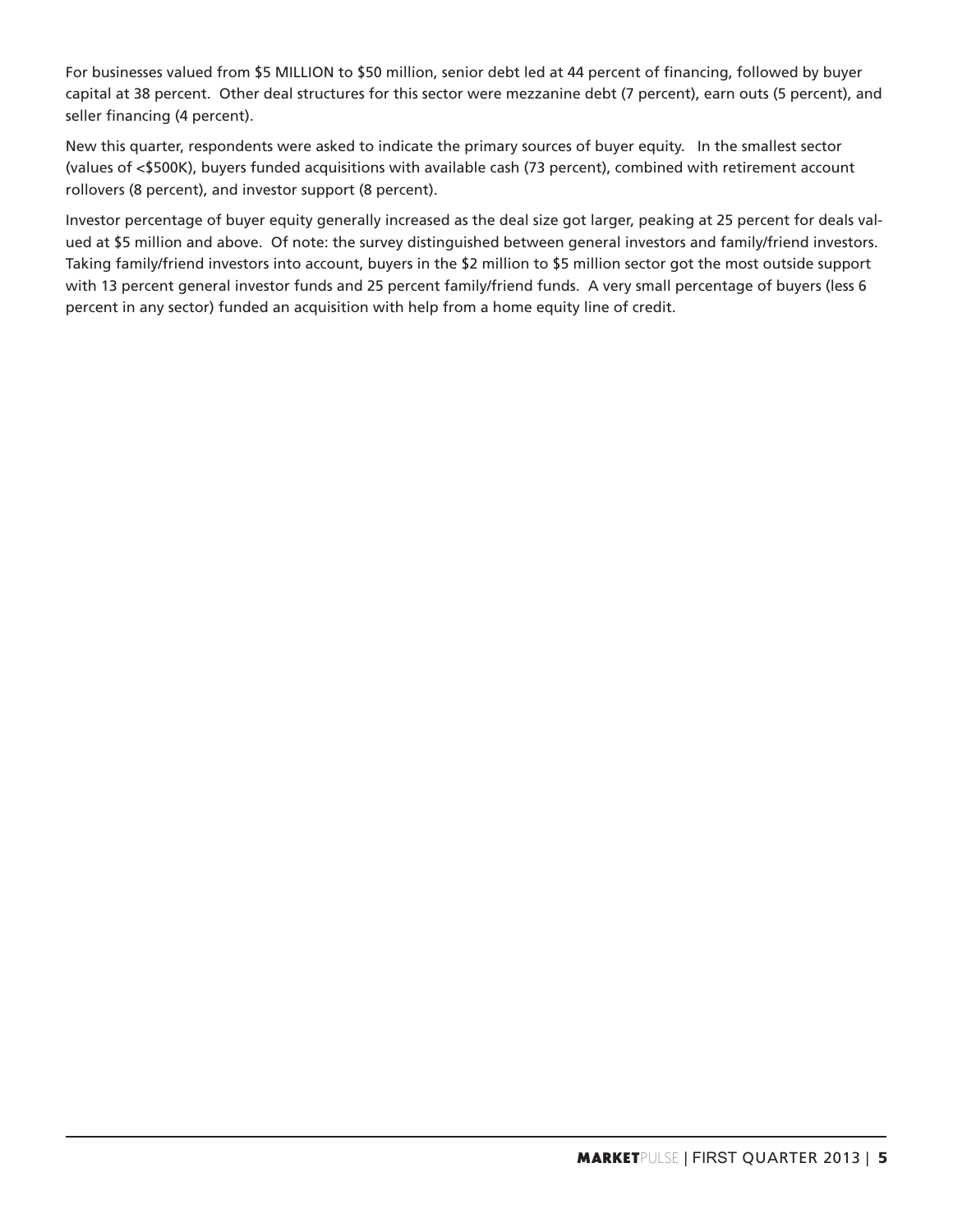For businesses valued from $5 MILLION to $50 million, senior debt led at 44 percent of financing, followed by buyer capital at 38 percent. Other deal structures for this sector were mezzanine debt (7 percent), earn outs (5 percent), and seller financing (4 percent).

New this quarter, respondents were asked to indicate the primary sources of buyer equity. In the smallest sector (values of <$500K), buyers funded acquisitions with available cash (73 percent), combined with retirement account rollovers (8 percent), and investor support (8 percent).

Investor percentage of buyer equity generally increased as the deal size got larger, peaking at 25 percent for deals valued at $5 million and above. Of note: the survey distinguished between general investors and family/friend investors. Taking family/friend investors into account, buyers in the $2 million to $5 million sector got the most outside support with 13 percent general investor funds and 25 percent family/friend funds. A very small percentage of buyers (less 6 percent in any sector) funded an acquisition with help from a home equity line of credit.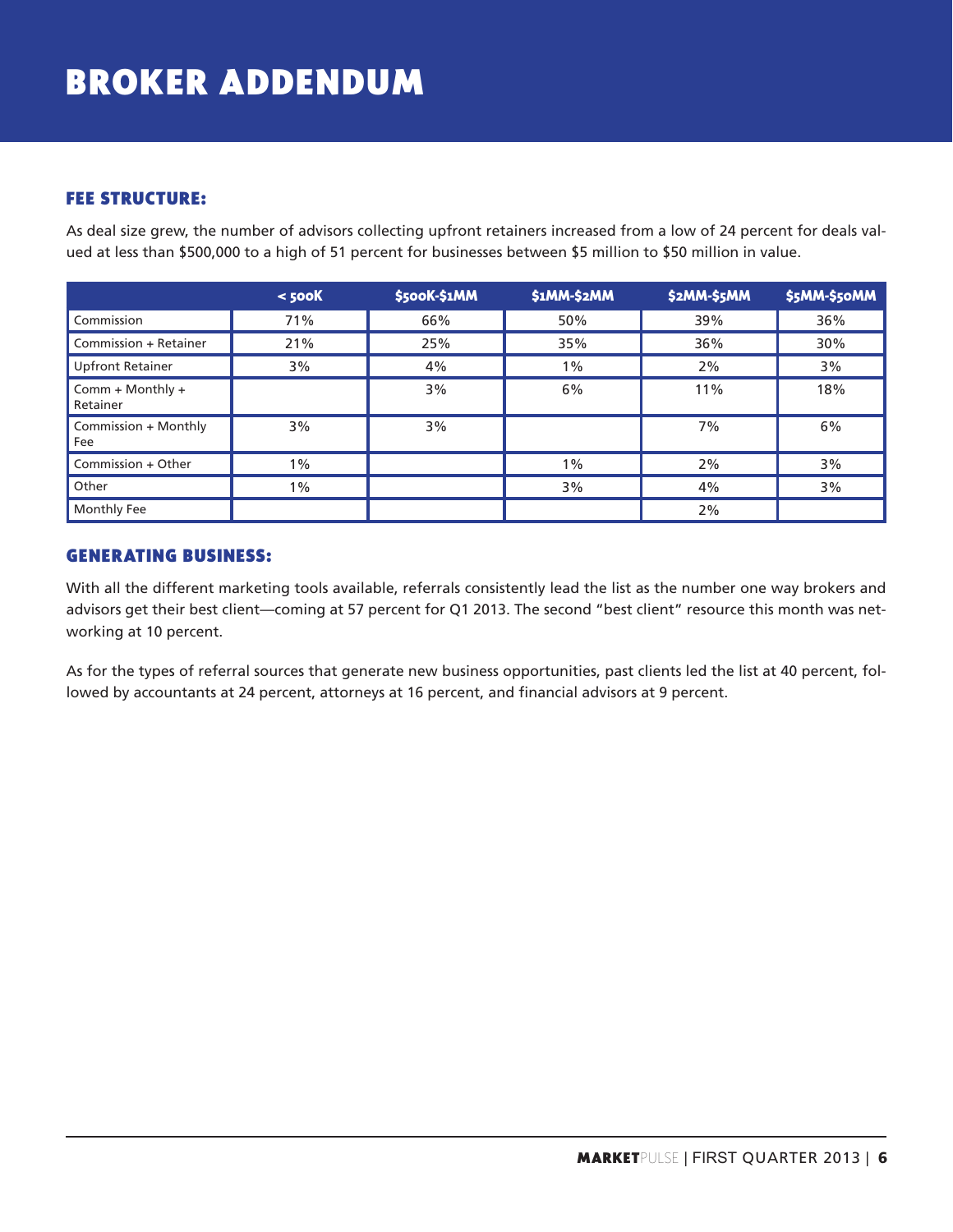# BROKER ADDENDUM

## FEE STRUCTURE:

As deal size grew, the number of advisors collecting upfront retainers increased from a low of 24 percent for deals valued at less than $500,000 to a high of 51 percent for businesses between $5 million to $50 million in value.

| | < 500K | $500K-$1MM | $1MM-$2MM | $2MM-$5MM | $5MM-$50MM |
|---|---|---|---|---|---|
| Commission | 71% | 66% | 50% | 39% | 36% |
| Commission + Retainer | 21% | 25% | 35% | 36% | 30% |
| Upfront Retainer | 3% | 4% | 1% | 2% | 3% |
| Comm + Monthly + Retainer | | 3% | 6% | 11% | 18% |
| Commission + Monthly Fee | 3% | 3% | | 7% | 6% |
| Commission + Other | 1% | | 1% | 2% | 3% |
| Other | 1% | | 3% | 4% | 3% |
| Monthly Fee | | | | 2% | |

## GENERATING BUSINESS:

With all the different marketing tools available, referrals consistently lead the list as the number one way brokers and advisors get their best client—coming at 57 percent for Q1 2013. The second "best client" resource this month was networking at 10 percent.

As for the types of referral sources that generate new business opportunities, past clients led the list at 40 percent, followed by accountants at 24 percent, attorneys at 16 percent, and financial advisors at 9 percent.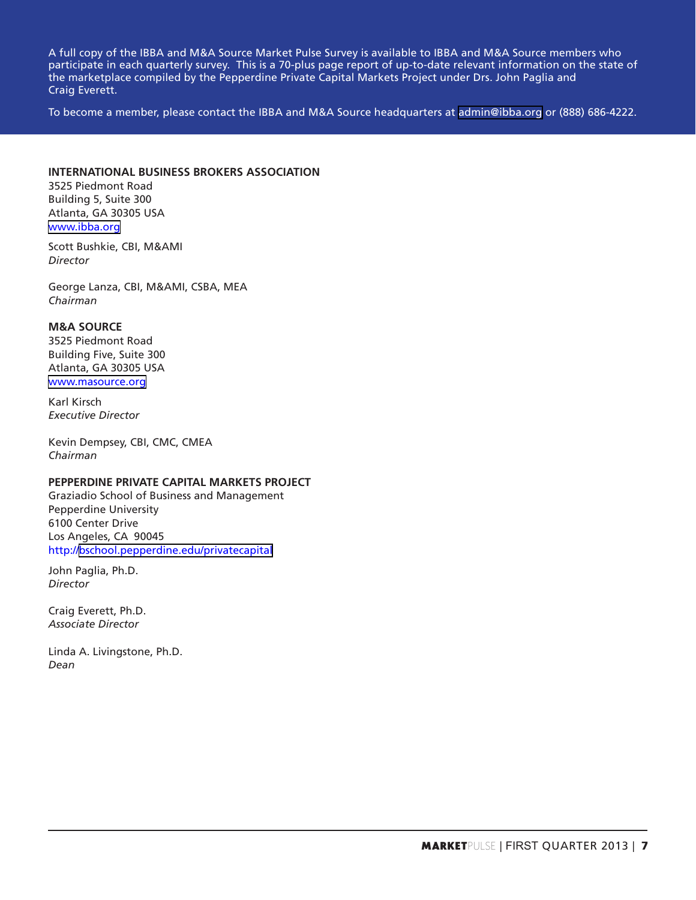A full copy of the IBBA and M&A Source Market Pulse Survey is available to IBBA and M&A Source members who participate in each quarterly survey. This is a 70-plus page report of up-to-date relevant information on the state of the marketplace compiled by the Pepperdine Private Capital Markets Project under Drs. John Paglia and Craig Everett.

To become a member, please contact the IBBA and M&A Source headquarters at admin@ibba.org or (888) 686-4222.

**INTERNATIONAL BUSINESS BROKERS ASSOCIATION**
3525 Piedmont Road
Building 5, Suite 300
Atlanta, GA 30305 USA
www.ibba.org

Scott Bushkie, CBI, M&AMI
*Director*

George Lanza, CBI, M&AMI, CSBA, MEA
*Chairman*

**M&A SOURCE**
3525 Piedmont Road
Building Five, Suite 300
Atlanta, GA 30305 USA
www.masource.org

Karl Kirsch
*Executive Director*

Kevin Dempsey, CBI, CMC, CMEA
*Chairman*

**PEPPERDINE PRIVATE CAPITAL MARKETS PROJECT**
Graziadio School of Business and Management
Pepperdine University
6100 Center Drive
Los Angeles, CA 90045
http://bschool.pepperdine.edu/privatecapital

John Paglia, Ph.D.
*Director*

Craig Everett, Ph.D.
*Associate Director*

Linda A. Livingstone, Ph.D.
*Dean*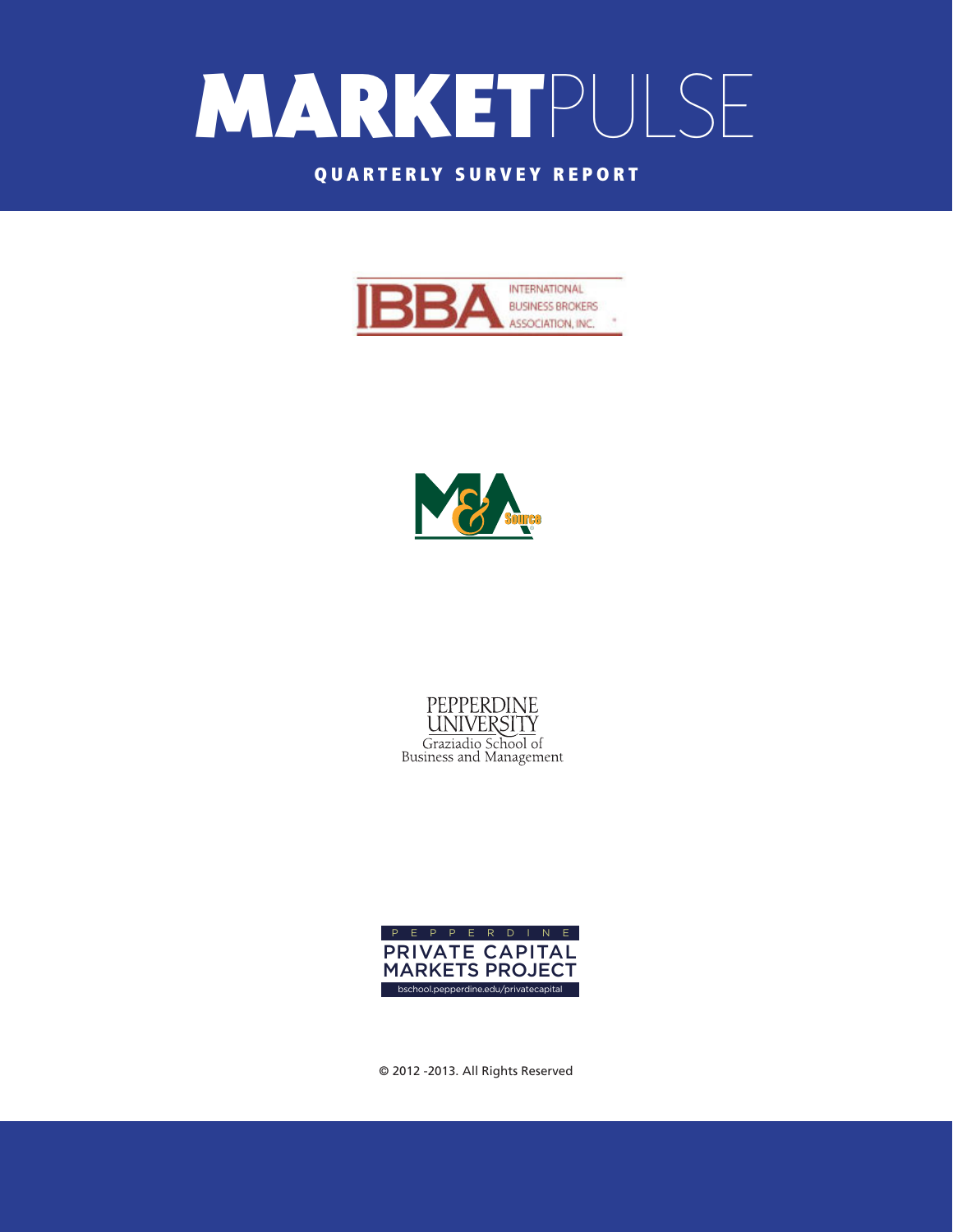# MARKETPULSE

QUARTERLY SURVEY REPORT

IBBA INTERNATIONAL BUSINESS BROKERS ASSOCIATION, INC.

M&A Source

PEPPERDINE UNIVERSITY
Graziadio School of
Business and Management

PEPPERDINE
PRIVATE CAPITAL
MARKETS PROJECT
bschool.pepperdine.edu/privatecapital

© 2012 -2013. All Rights Reserved